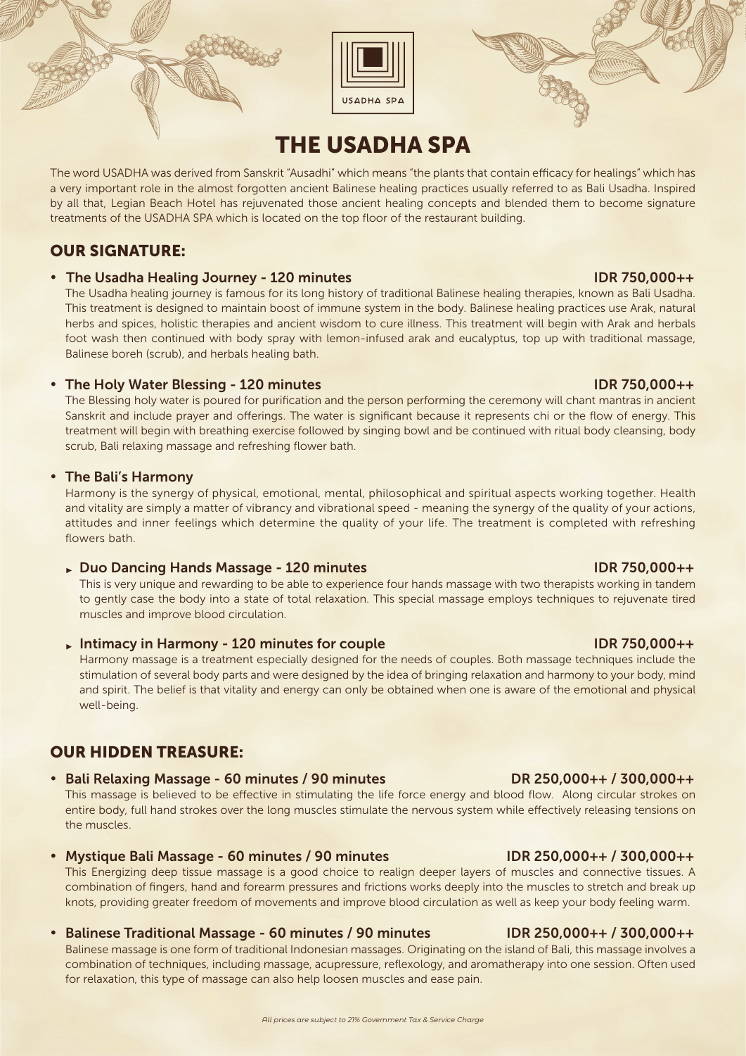USADHA SPA

# THE USADHA SPA

The word USADHA was derived from Sanskrit "Ausadhi" which means "the plants that contain efficacy for healings" which has a very important role in the almost forgotten ancient Balinese healing practices usually referred to as Bali Usadha. Inspired by all that, Legian Beach Hotel has rejuvenated those ancient healing concepts and blended them to become signature treatments of the USADHA SPA which is located on the top floor of the restaurant building.

## OUR SIGNATURE:

- **The Usadha Healing Journey - 120 minutes** **IDR 750,000++**

  The Usadha healing journey is famous for its long history of traditional Balinese healing therapies, known as Bali Usadha. This treatment is designed to maintain boost of immune system in the body. Balinese healing practices use Arak, natural herbs and spices, holistic therapies and ancient wisdom to cure illness. This treatment will begin with Arak and herbals foot wash then continued with body spray with lemon-infused arak and eucalyptus, top up with traditional massage, Balinese boreh (scrub), and herbals healing bath.

- **The Holy Water Blessing - 120 minutes** **IDR 750,000++**

  The Blessing holy water is poured for purification and the person performing the ceremony will chant mantras in ancient Sanskrit and include prayer and offerings. The water is significant because it represents chi or the flow of energy. This treatment will begin with breathing exercise followed by singing bowl and be continued with ritual body cleansing, body scrub, Bali relaxing massage and refreshing flower bath.

- **The Bali's Harmony**

  Harmony is the synergy of physical, emotional, mental, philosophical and spiritual aspects working together. Health and vitality are simply a matter of vibrancy and vibrational speed - meaning the synergy of the quality of your actions, attitudes and inner feelings which determine the quality of your life. The treatment is completed with refreshing flowers bath.

  - **Duo Dancing Hands Massage - 120 minutes** **IDR 750,000++**

    This is very unique and rewarding to be able to experience four hands massage with two therapists working in tandem to gently case the body into a state of total relaxation. This special massage employs techniques to rejuvenate tired muscles and improve blood circulation.

  - **Intimacy in Harmony - 120 minutes for couple** **IDR 750,000++**

    Harmony massage is a treatment especially designed for the needs of couples. Both massage techniques include the stimulation of several body parts and were designed by the idea of bringing relaxation and harmony to your body, mind and spirit. The belief is that vitality and energy can only be obtained when one is aware of the emotional and physical well-being.

## OUR HIDDEN TREASURE:

- **Bali Relaxing Massage - 60 minutes / 90 minutes** **DR 250,000++ / 300,000++**

  This massage is believed to be effective in stimulating the life force energy and blood flow. Along circular strokes on entire body, full hand strokes over the long muscles stimulate the nervous system while effectively releasing tensions on the muscles.

- **Mystique Bali Massage - 60 minutes / 90 minutes** **IDR 250,000++ / 300,000++**

  This Energizing deep tissue massage is a good choice to realign deeper layers of muscles and connective tissues. A combination of fingers, hand and forearm pressures and frictions works deeply into the muscles to stretch and break up knots, providing greater freedom of movements and improve blood circulation as well as keep your body feeling warm.

- **Balinese Traditional Massage - 60 minutes / 90 minutes** **IDR 250,000++ / 300,000++**

  Balinese massage is one form of traditional Indonesian massages. Originating on the island of Bali, this massage involves a combination of techniques, including massage, acupressure, reflexology, and aromatherapy into one session. Often used for relaxation, this type of massage can also help loosen muscles and ease pain.

*All prices are subject to 21% Government Tax & Service Charge*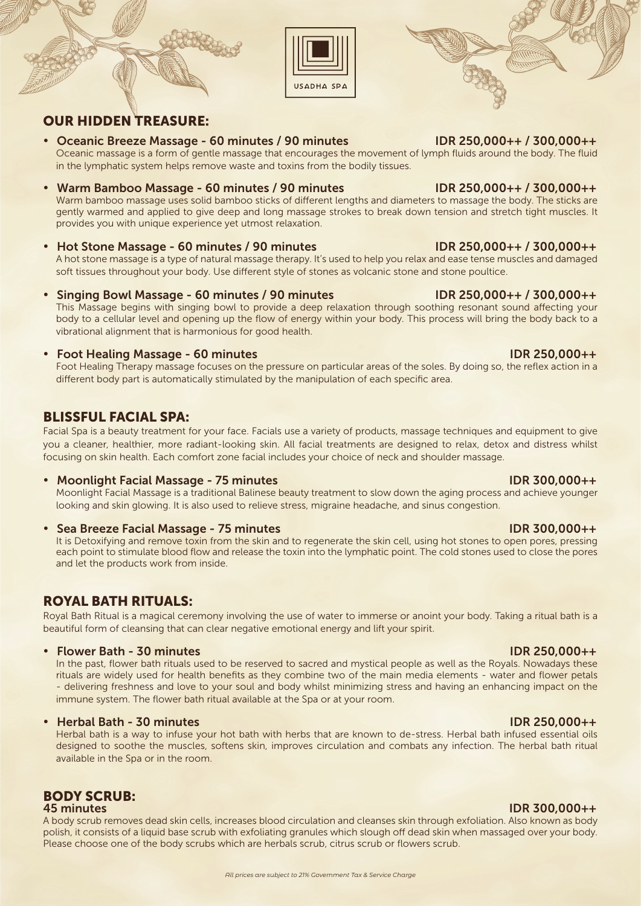USADHA SPA

## OUR HIDDEN TREASURE:

- **Oceanic Breeze Massage - 60 minutes / 90 minutes** **IDR 250,000++ / 300,000++**
  Oceanic massage is a form of gentle massage that encourages the movement of lymph fluids around the body. The fluid in the lymphatic system helps remove waste and toxins from the bodily tissues.

- **Warm Bamboo Massage - 60 minutes / 90 minutes** **IDR 250,000++ / 300,000++**
  Warm bamboo massage uses solid bamboo sticks of different lengths and diameters to massage the body. The sticks are gently warmed and applied to give deep and long massage strokes to break down tension and stretch tight muscles. It provides you with unique experience yet utmost relaxation.

- **Hot Stone Massage - 60 minutes / 90 minutes** **IDR 250,000++ / 300,000++**
  A hot stone massage is a type of natural massage therapy. It's used to help you relax and ease tense muscles and damaged soft tissues throughout your body. Use different style of stones as volcanic stone and stone poultice.

- **Singing Bowl Massage - 60 minutes / 90 minutes** **IDR 250,000++ / 300,000++**
  This Massage begins with singing bowl to provide a deep relaxation through soothing resonant sound affecting your body to a cellular level and opening up the flow of energy within your body. This process will bring the body back to a vibrational alignment that is harmonious for good health.

- **Foot Healing Massage - 60 minutes** **IDR 250,000++**
  Foot Healing Therapy massage focuses on the pressure on particular areas of the soles. By doing so, the reflex action in a different body part is automatically stimulated by the manipulation of each specific area.

## BLISSFUL FACIAL SPA:

Facial Spa is a beauty treatment for your face. Facials use a variety of products, massage techniques and equipment to give you a cleaner, healthier, more radiant-looking skin. All facial treatments are designed to relax, detox and distress whilst focusing on skin health. Each comfort zone facial includes your choice of neck and shoulder massage.

- **Moonlight Facial Massage - 75 minutes** **IDR 300,000++**
  Moonlight Facial Massage is a traditional Balinese beauty treatment to slow down the aging process and achieve younger looking and skin glowing. It is also used to relieve stress, migraine headache, and sinus congestion.

- **Sea Breeze Facial Massage - 75 minutes** **IDR 300,000++**
  It is Detoxifying and remove toxin from the skin and to regenerate the skin cell, using hot stones to open pores, pressing each point to stimulate blood flow and release the toxin into the lymphatic point. The cold stones used to close the pores and let the products work from inside.

## ROYAL BATH RITUALS:

Royal Bath Ritual is a magical ceremony involving the use of water to immerse or anoint your body. Taking a ritual bath is a beautiful form of cleansing that can clear negative emotional energy and lift your spirit.

- **Flower Bath - 30 minutes** **IDR 250,000++**
  In the past, flower bath rituals used to be reserved to sacred and mystical people as well as the Royals. Nowadays these rituals are widely used for health benefits as they combine two of the main media elements - water and flower petals - delivering freshness and love to your soul and body whilst minimizing stress and having an enhancing impact on the immune system. The flower bath ritual available at the Spa or at your room.

- **Herbal Bath - 30 minutes** **IDR 250,000++**
  Herbal bath is a way to infuse your hot bath with herbs that are known to de-stress. Herbal bath infused essential oils designed to soothe the muscles, softens skin, improves circulation and combats any infection. The herbal bath ritual available in the Spa or in the room.

## BODY SCRUB:

**45 minutes** **IDR 300,000++**

A body scrub removes dead skin cells, increases blood circulation and cleanses skin through exfoliation. Also known as body polish, it consists of a liquid base scrub with exfoliating granules which slough off dead skin when massaged over your body. Please choose one of the body scrubs which are herbals scrub, citrus scrub or flowers scrub.

*All prices are subject to 21% Government Tax & Service Charge*